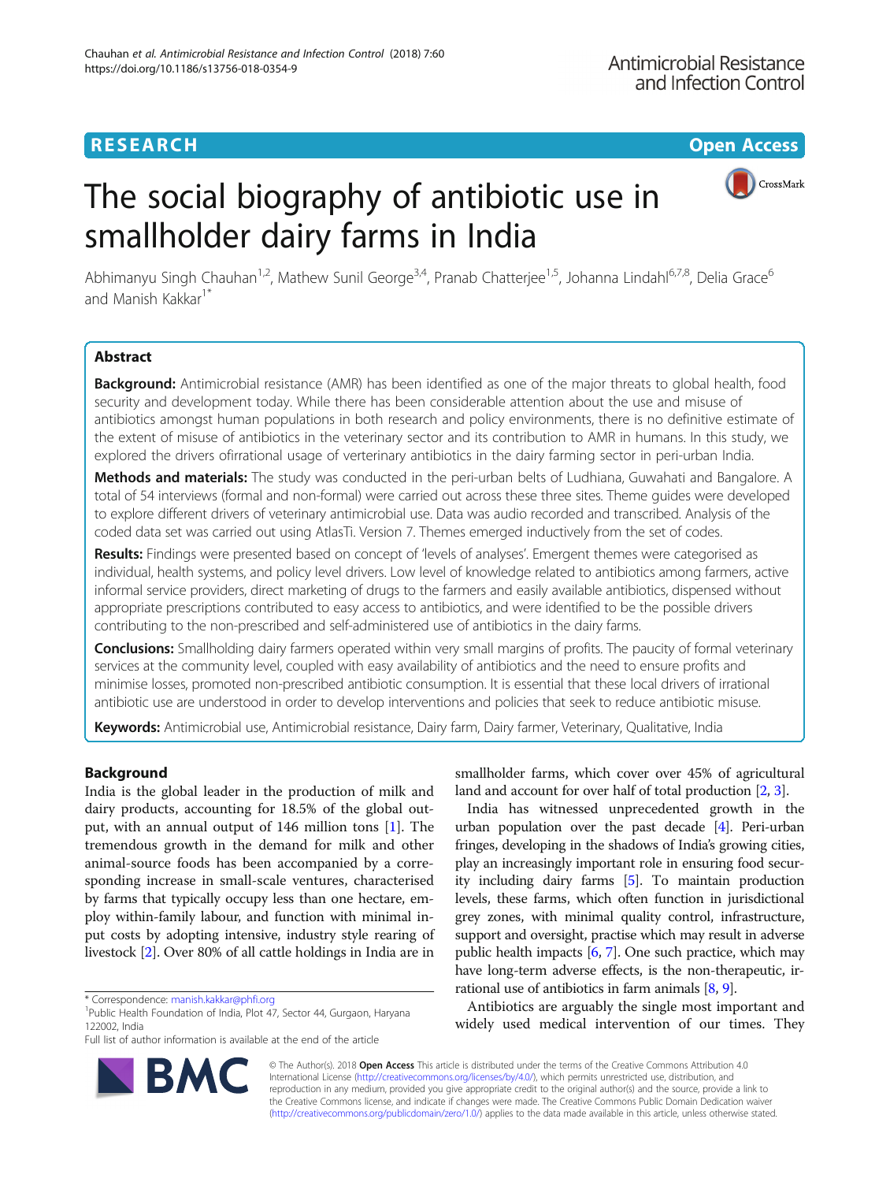**RESEARCH** **Open Access**

# The social biography of antibiotic use in smallholder dairy farms in India

Abhimanyu Singh Chauhan[1,2], Mathew Sunil George[3,4], Pranab Chatterjee[1,5], Johanna Lindahl[6,7,8], Delia Grace[6] and Manish Kakkar[1*]

## Abstract

**Background:** Antimicrobial resistance (AMR) has been identified as one of the major threats to global health, food security and development today. While there has been considerable attention about the use and misuse of antibiotics amongst human populations in both research and policy environments, there is no definitive estimate of the extent of misuse of antibiotics in the veterinary sector and its contribution to AMR in humans. In this study, we explored the drivers ofirrational usage of verterinary antibiotics in the dairy farming sector in peri-urban India.

**Methods and materials:** The study was conducted in the peri-urban belts of Ludhiana, Guwahati and Bangalore. A total of 54 interviews (formal and non-formal) were carried out across these three sites. Theme guides were developed to explore different drivers of veterinary antimicrobial use. Data was audio recorded and transcribed. Analysis of the coded data set was carried out using AtlasTi. Version 7. Themes emerged inductively from the set of codes.

**Results:** Findings were presented based on concept of 'levels of analyses'. Emergent themes were categorised as individual, health systems, and policy level drivers. Low level of knowledge related to antibiotics among farmers, active informal service providers, direct marketing of drugs to the farmers and easily available antibiotics, dispensed without appropriate prescriptions contributed to easy access to antibiotics, and were identified to be the possible drivers contributing to the non-prescribed and self-administered use of antibiotics in the dairy farms.

**Conclusions:** Smallholding dairy farmers operated within very small margins of profits. The paucity of formal veterinary services at the community level, coupled with easy availability of antibiotics and the need to ensure profits and minimise losses, promoted non-prescribed antibiotic consumption. It is essential that these local drivers of irrational antibiotic use are understood in order to develop interventions and policies that seek to reduce antibiotic misuse.

**Keywords:** Antimicrobial use, Antimicrobial resistance, Dairy farm, Dairy farmer, Veterinary, Qualitative, India

## Background

India is the global leader in the production of milk and dairy products, accounting for 18.5% of the global output, with an annual output of 146 million tons [1]. The tremendous growth in the demand for milk and other animal-source foods has been accompanied by a corresponding increase in small-scale ventures, characterised by farms that typically occupy less than one hectare, employ within-family labour, and function with minimal input costs by adopting intensive, industry style rearing of livestock [2]. Over 80% of all cattle holdings in India are in smallholder farms, which cover over 45% of agricultural land and account for over half of total production [2, 3].

India has witnessed unprecedented growth in the urban population over the past decade [4]. Peri-urban fringes, developing in the shadows of India's growing cities, play an increasingly important role in ensuring food security including dairy farms [5]. To maintain production levels, these farms, which often function in jurisdictional grey zones, with minimal quality control, infrastructure, support and oversight, practise which may result in adverse public health impacts [6, 7]. One such practice, which may have long-term adverse effects, is the non-therapeutic, irrational use of antibiotics in farm animals [8, 9].

Antibiotics are arguably the single most important and widely used medical intervention of our times. They

\* Correspondence: manish.kakkar@phfi.org
[1]Public Health Foundation of India, Plot 47, Sector 44, Gurgaon, Haryana 122002, India
Full list of author information is available at the end of the article

© The Author(s). 2018 **Open Access** This article is distributed under the terms of the Creative Commons Attribution 4.0 International License (http://creativecommons.org/licenses/by/4.0/), which permits unrestricted use, distribution, and reproduction in any medium, provided you give appropriate credit to the original author(s) and the source, provide a link to the Creative Commons license, and indicate if changes were made. The Creative Commons Public Domain Dedication waiver (http://creativecommons.org/publicdomain/zero/1.0/) applies to the data made available in this article, unless otherwise stated.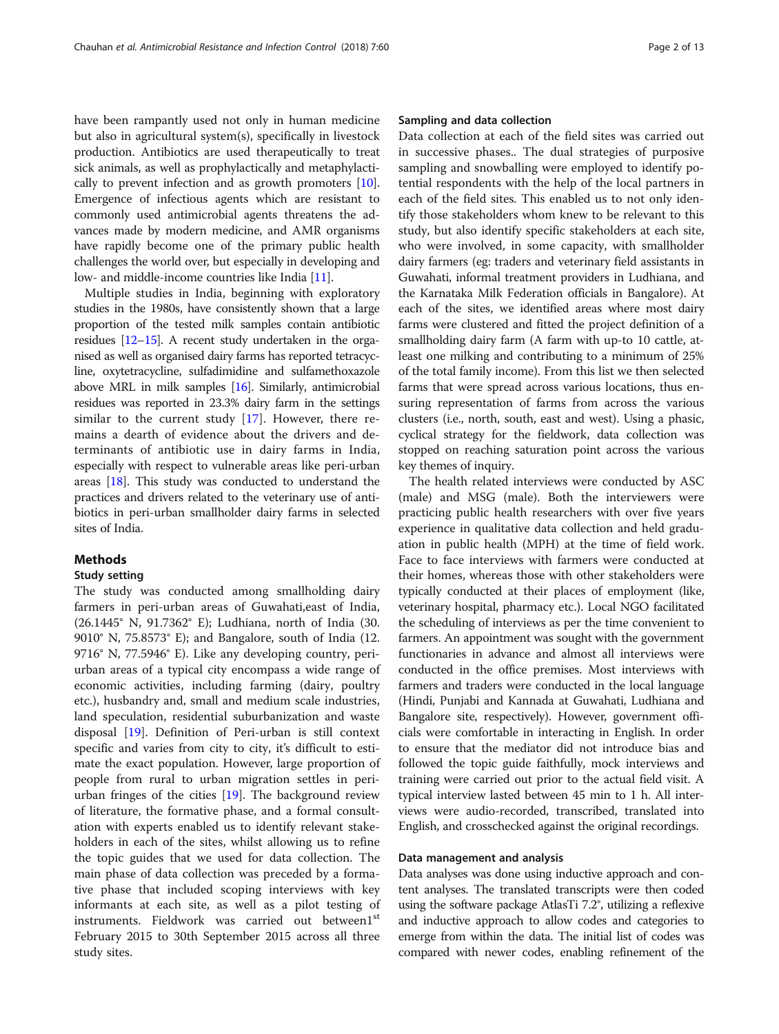have been rampantly used not only in human medicine but also in agricultural system(s), specifically in livestock production. Antibiotics are used therapeutically to treat sick animals, as well as prophylactically and metaphylactically to prevent infection and as growth promoters [10]. Emergence of infectious agents which are resistant to commonly used antimicrobial agents threatens the advances made by modern medicine, and AMR organisms have rapidly become one of the primary public health challenges the world over, but especially in developing and low- and middle-income countries like India [11].

Multiple studies in India, beginning with exploratory studies in the 1980s, have consistently shown that a large proportion of the tested milk samples contain antibiotic residues [12–15]. A recent study undertaken in the organised as well as organised dairy farms has reported tetracycline, oxytetracycline, sulfadimidine and sulfamethoxazole above MRL in milk samples [16]. Similarly, antimicrobial residues was reported in 23.3% dairy farm in the settings similar to the current study [17]. However, there remains a dearth of evidence about the drivers and determinants of antibiotic use in dairy farms in India, especially with respect to vulnerable areas like peri-urban areas [18]. This study was conducted to understand the practices and drivers related to the veterinary use of antibiotics in peri-urban smallholder dairy farms in selected sites of India.

## Methods

### Study setting

The study was conducted among smallholding dairy farmers in peri-urban areas of Guwahati,east of India, (26.1445° N, 91.7362° E); Ludhiana, north of India (30. 9010° N, 75.8573° E); and Bangalore, south of India (12. 9716° N, 77.5946° E). Like any developing country, peri-urban areas of a typical city encompass a wide range of economic activities, including farming (dairy, poultry etc.), husbandry and, small and medium scale industries, land speculation, residential suburbanization and waste disposal [19]. Definition of Peri-urban is still context specific and varies from city to city, it's difficult to estimate the exact population. However, large proportion of people from rural to urban migration settles in peri-urban fringes of the cities [19]. The background review of literature, the formative phase, and a formal consultation with experts enabled us to identify relevant stakeholders in each of the sites, whilst allowing us to refine the topic guides that we used for data collection. The main phase of data collection was preceded by a formative phase that included scoping interviews with key informants at each site, as well as a pilot testing of instruments. Fieldwork was carried out between1st February 2015 to 30th September 2015 across all three study sites.

### Sampling and data collection

Data collection at each of the field sites was carried out in successive phases.. The dual strategies of purposive sampling and snowballing were employed to identify potential respondents with the help of the local partners in each of the field sites. This enabled us to not only identify those stakeholders whom knew to be relevant to this study, but also identify specific stakeholders at each site, who were involved, in some capacity, with smallholder dairy farmers (eg: traders and veterinary field assistants in Guwahati, informal treatment providers in Ludhiana, and the Karnataka Milk Federation officials in Bangalore). At each of the sites, we identified areas where most dairy farms were clustered and fitted the project definition of a smallholding dairy farm (A farm with up-to 10 cattle, at-least one milking and contributing to a minimum of 25% of the total family income). From this list we then selected farms that were spread across various locations, thus ensuring representation of farms from across the various clusters (i.e., north, south, east and west). Using a phasic, cyclical strategy for the fieldwork, data collection was stopped on reaching saturation point across the various key themes of inquiry.

The health related interviews were conducted by ASC (male) and MSG (male). Both the interviewers were practicing public health researchers with over five years experience in qualitative data collection and held graduation in public health (MPH) at the time of field work. Face to face interviews with farmers were conducted at their homes, whereas those with other stakeholders were typically conducted at their places of employment (like, veterinary hospital, pharmacy etc.). Local NGO facilitated the scheduling of interviews as per the time convenient to farmers. An appointment was sought with the government functionaries in advance and almost all interviews were conducted in the office premises. Most interviews with farmers and traders were conducted in the local language (Hindi, Punjabi and Kannada at Guwahati, Ludhiana and Bangalore site, respectively). However, government officials were comfortable in interacting in English. In order to ensure that the mediator did not introduce bias and followed the topic guide faithfully, mock interviews and training were carried out prior to the actual field visit. A typical interview lasted between 45 min to 1 h. All interviews were audio-recorded, transcribed, translated into English, and crosschecked against the original recordings.

### Data management and analysis

Data analyses was done using inductive approach and content analyses. The translated transcripts were then coded using the software package AtlasTi 7.2®, utilizing a reflexive and inductive approach to allow codes and categories to emerge from within the data. The initial list of codes was compared with newer codes, enabling refinement of the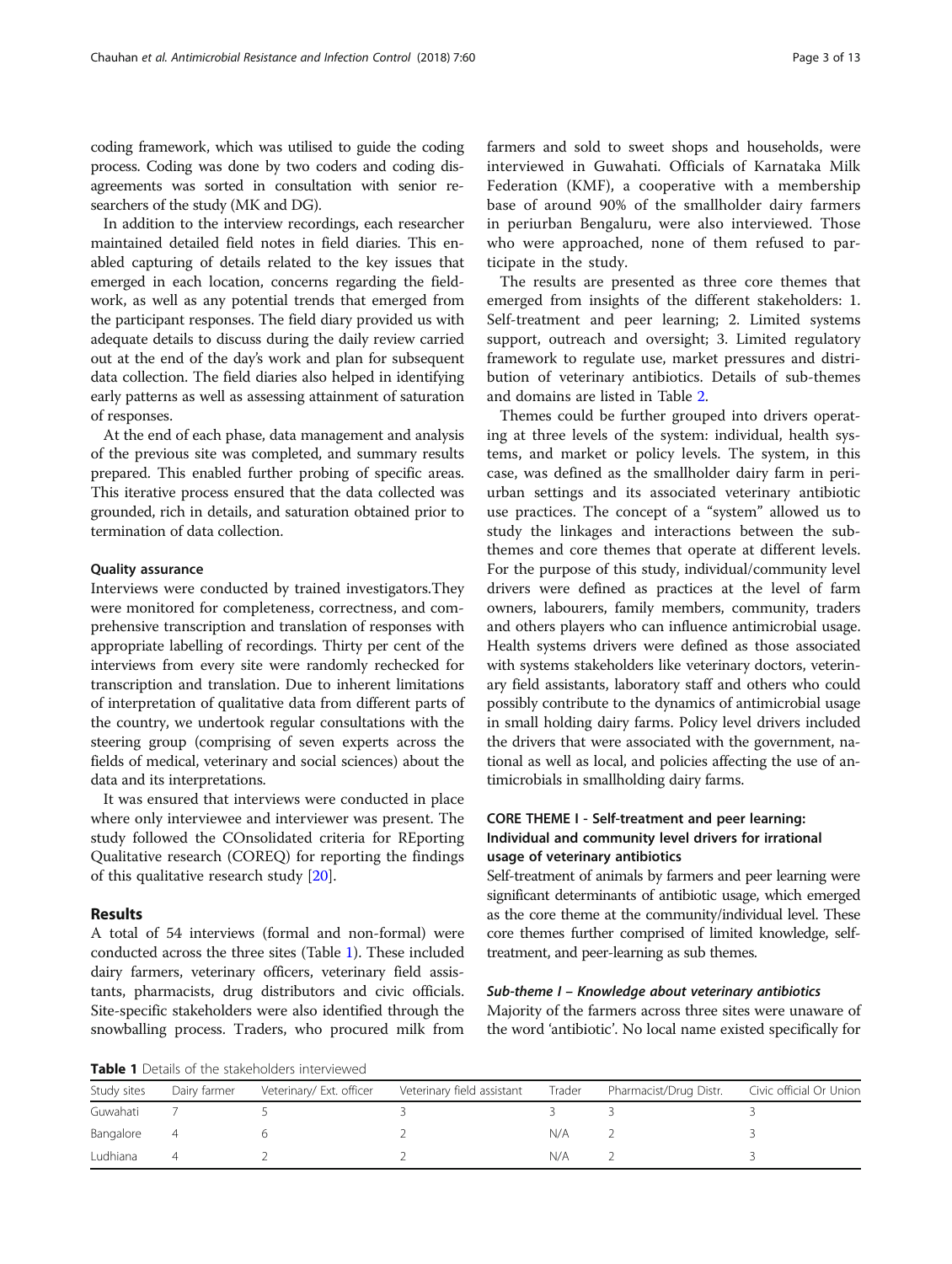coding framework, which was utilised to guide the coding process. Coding was done by two coders and coding disagreements was sorted in consultation with senior researchers of the study (MK and DG).

In addition to the interview recordings, each researcher maintained detailed field notes in field diaries. This enabled capturing of details related to the key issues that emerged in each location, concerns regarding the fieldwork, as well as any potential trends that emerged from the participant responses. The field diary provided us with adequate details to discuss during the daily review carried out at the end of the day's work and plan for subsequent data collection. The field diaries also helped in identifying early patterns as well as assessing attainment of saturation of responses.

At the end of each phase, data management and analysis of the previous site was completed, and summary results prepared. This enabled further probing of specific areas. This iterative process ensured that the data collected was grounded, rich in details, and saturation obtained prior to termination of data collection.

#### Quality assurance

Interviews were conducted by trained investigators.They were monitored for completeness, correctness, and comprehensive transcription and translation of responses with appropriate labelling of recordings. Thirty per cent of the interviews from every site were randomly rechecked for transcription and translation. Due to inherent limitations of interpretation of qualitative data from different parts of the country, we undertook regular consultations with the steering group (comprising of seven experts across the fields of medical, veterinary and social sciences) about the data and its interpretations.

It was ensured that interviews were conducted in place where only interviewee and interviewer was present. The study followed the COnsolidated criteria for REporting Qualitative research (COREQ) for reporting the findings of this qualitative research study [20].

## Results

A total of 54 interviews (formal and non-formal) were conducted across the three sites (Table 1). These included dairy farmers, veterinary officers, veterinary field assistants, pharmacists, drug distributors and civic officials. Site-specific stakeholders were also identified through the snowballing process. Traders, who procured milk from farmers and sold to sweet shops and households, were interviewed in Guwahati. Officials of Karnataka Milk Federation (KMF), a cooperative with a membership base of around 90% of the smallholder dairy farmers in periurban Bengaluru, were also interviewed. Those who were approached, none of them refused to participate in the study.

The results are presented as three core themes that emerged from insights of the different stakeholders: 1. Self-treatment and peer learning; 2. Limited systems support, outreach and oversight; 3. Limited regulatory framework to regulate use, market pressures and distribution of veterinary antibiotics. Details of sub-themes and domains are listed in Table 2.

Themes could be further grouped into drivers operating at three levels of the system: individual, health systems, and market or policy levels. The system, in this case, was defined as the smallholder dairy farm in periurban settings and its associated veterinary antibiotic use practices. The concept of a "system" allowed us to study the linkages and interactions between the subthemes and core themes that operate at different levels. For the purpose of this study, individual/community level drivers were defined as practices at the level of farm owners, labourers, family members, community, traders and others players who can influence antimicrobial usage. Health systems drivers were defined as those associated with systems stakeholders like veterinary doctors, veterinary field assistants, laboratory staff and others who could possibly contribute to the dynamics of antimicrobial usage in small holding dairy farms. Policy level drivers included the drivers that were associated with the government, national as well as local, and policies affecting the use of antimicrobials in smallholding dairy farms.

### CORE THEME I - Self-treatment and peer learning: Individual and community level drivers for irrational usage of veterinary antibiotics

Self-treatment of animals by farmers and peer learning were significant determinants of antibiotic usage, which emerged as the core theme at the community/individual level. These core themes further comprised of limited knowledge, self-treatment, and peer-learning as sub themes.

#### *Sub-theme I – Knowledge about veterinary antibiotics*

Majority of the farmers across three sites were unaware of the word 'antibiotic'. No local name existed specifically for

**Table 1** Details of the stakeholders interviewed

| Study sites | Dairy farmer | Veterinary/ Ext. officer | Veterinary field assistant | Trader | Pharmacist/Drug Distr. | Civic official Or Union |
|---|---|---|---|---|---|---|
| Guwahati | 7 | 5 | 3 | 3 | 3 | 3 |
| Bangalore | 4 | 6 | 2 | N/A | 2 | 3 |
| Ludhiana | 4 | 2 | 2 | N/A | 2 | 3 |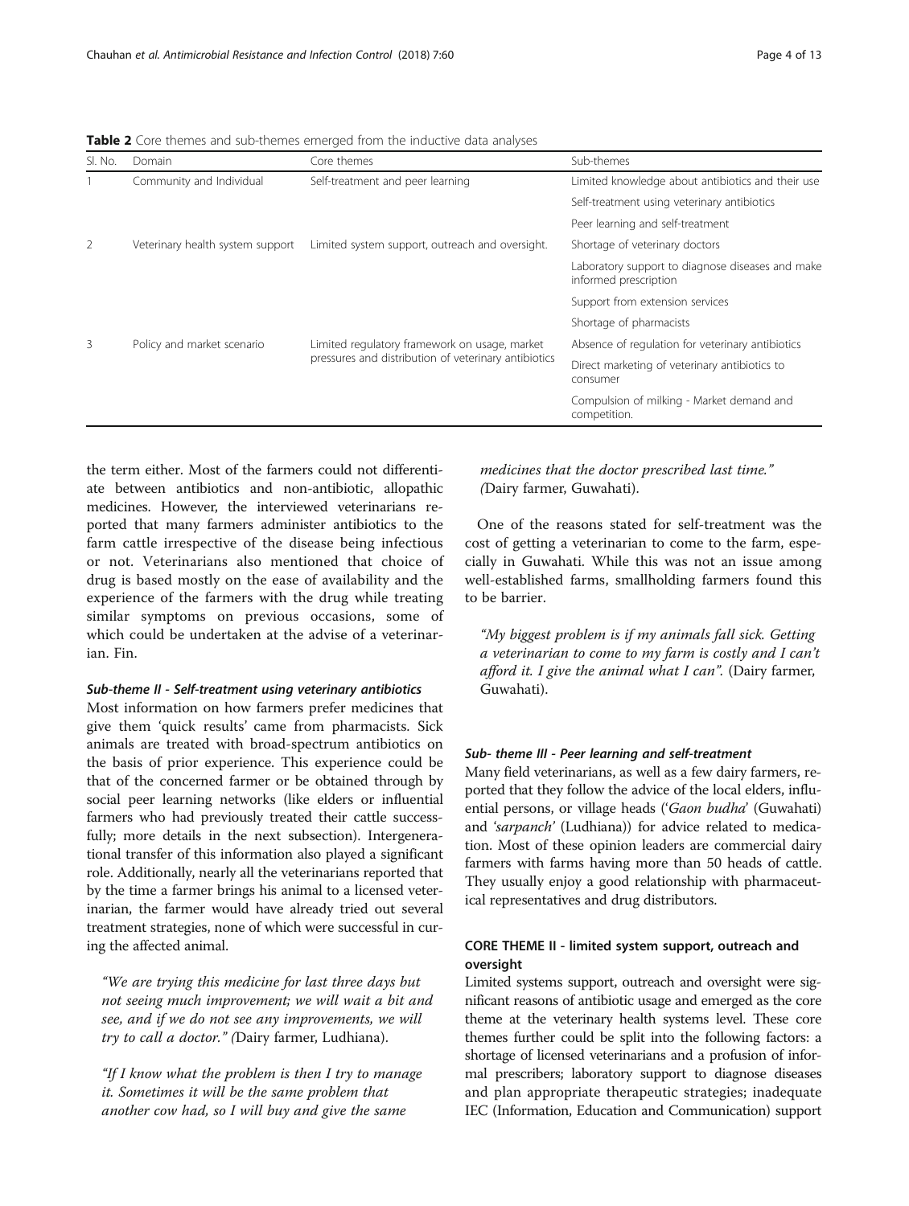**Table 2** Core themes and sub-themes emerged from the inductive data analyses

| Sl. No. | Domain | Core themes | Sub-themes |
|---|---|---|---|
| 1 | Community and Individual | Self-treatment and peer learning | Limited knowledge about antibiotics and their use |
| | | | Self-treatment using veterinary antibiotics |
| | | | Peer learning and self-treatment |
| 2 | Veterinary health system support | Limited system support, outreach and oversight. | Shortage of veterinary doctors |
| | | | Laboratory support to diagnose diseases and make informed prescription |
| | | | Support from extension services |
| | | | Shortage of pharmacists |
| 3 | Policy and market scenario | Limited regulatory framework on usage, market pressures and distribution of veterinary antibiotics | Absence of regulation for veterinary antibiotics |
| | | | Direct marketing of veterinary antibiotics to consumer |
| | | | Compulsion of milking - Market demand and competition. |

the term either. Most of the farmers could not differentiate between antibiotics and non-antibiotic, allopathic medicines. However, the interviewed veterinarians reported that many farmers administer antibiotics to the farm cattle irrespective of the disease being infectious or not. Veterinarians also mentioned that choice of drug is based mostly on the ease of availability and the experience of the farmers with the drug while treating similar symptoms on previous occasions, some of which could be undertaken at the advise of a veterinarian. Fin.

#### *Sub-theme II - Self-treatment using veterinary antibiotics*

Most information on how farmers prefer medicines that give them 'quick results' came from pharmacists. Sick animals are treated with broad-spectrum antibiotics on the basis of prior experience. This experience could be that of the concerned farmer or be obtained through by social peer learning networks (like elders or influential farmers who had previously treated their cattle successfully; more details in the next subsection). Intergenerational transfer of this information also played a significant role. Additionally, nearly all the veterinarians reported that by the time a farmer brings his animal to a licensed veterinarian, the farmer would have already tried out several treatment strategies, none of which were successful in curing the affected animal.

> *"We are trying this medicine for last three days but not seeing much improvement; we will wait a bit and see, and if we do not see any improvements, we will try to call a doctor." (*Dairy farmer, Ludhiana).

> *"If I know what the problem is then I try to manage it. Sometimes it will be the same problem that another cow had, so I will buy and give the same medicines that the doctor prescribed last time." (*Dairy farmer, Guwahati).

One of the reasons stated for self-treatment was the cost of getting a veterinarian to come to the farm, especially in Guwahati. While this was not an issue among well-established farms, smallholding farmers found this to be barrier.

> *"My biggest problem is if my animals fall sick. Getting a veterinarian to come to my farm is costly and I can't afford it. I give the animal what I can".* (Dairy farmer, Guwahati).

#### *Sub- theme III - Peer learning and self-treatment*

Many field veterinarians, as well as a few dairy farmers, reported that they follow the advice of the local elders, influential persons, or village heads ('*Gaon budha*' (Guwahati) and *'sarpanch'* (Ludhiana)) for advice related to medication. Most of these opinion leaders are commercial dairy farmers with farms having more than 50 heads of cattle. They usually enjoy a good relationship with pharmaceutical representatives and drug distributors.

### CORE THEME II - limited system support, outreach and oversight

Limited systems support, outreach and oversight were significant reasons of antibiotic usage and emerged as the core theme at the veterinary health systems level. These core themes further could be split into the following factors: a shortage of licensed veterinarians and a profusion of informal prescribers; laboratory support to diagnose diseases and plan appropriate therapeutic strategies; inadequate IEC (Information, Education and Communication) support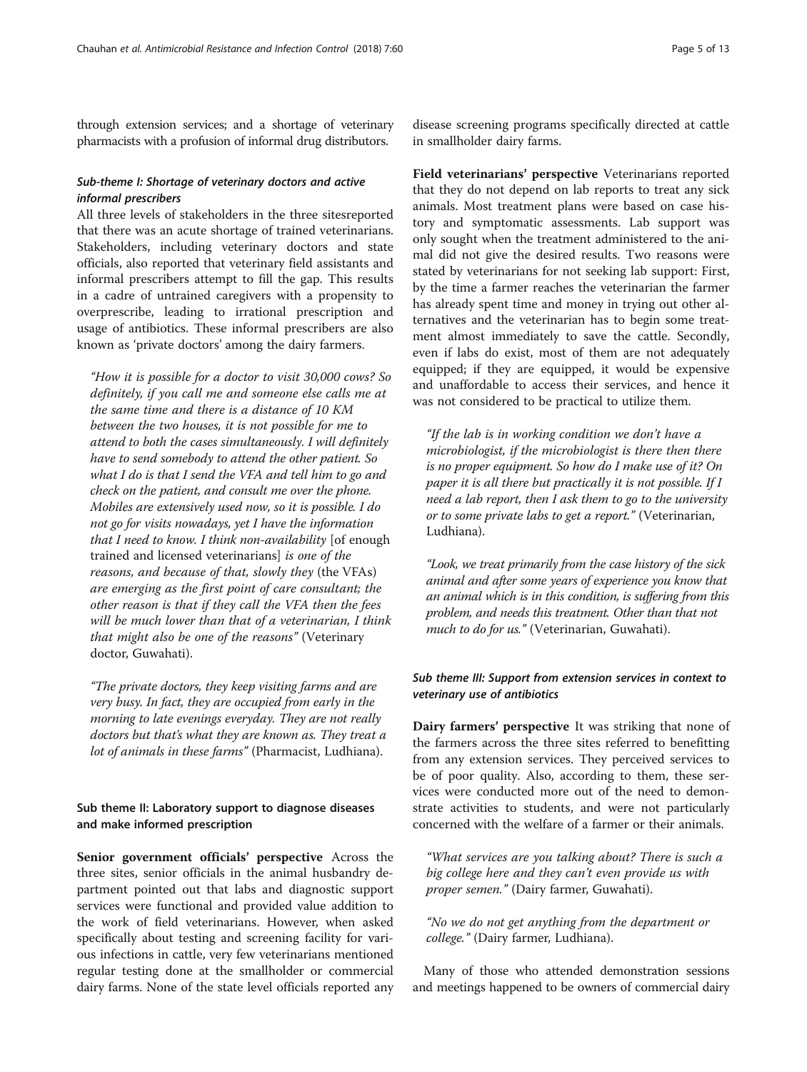through extension services; and a shortage of veterinary pharmacists with a profusion of informal drug distributors.

### *Sub-theme I: Shortage of veterinary doctors and active informal prescribers*

All three levels of stakeholders in the three sitesreported that there was an acute shortage of trained veterinarians. Stakeholders, including veterinary doctors and state officials, also reported that veterinary field assistants and informal prescribers attempt to fill the gap. This results in a cadre of untrained caregivers with a propensity to overprescribe, leading to irrational prescription and usage of antibiotics. These informal prescribers are also known as 'private doctors' among the dairy farmers.

> *"How it is possible for a doctor to visit 30,000 cows? So definitely, if you call me and someone else calls me at the same time and there is a distance of 10 KM between the two houses, it is not possible for me to attend to both the cases simultaneously. I will definitely have to send somebody to attend the other patient. So what I do is that I send the VFA and tell him to go and check on the patient, and consult me over the phone. Mobiles are extensively used now, so it is possible. I do not go for visits nowadays, yet I have the information that I need to know. I think non-availability* [of enough trained and licensed veterinarians] *is one of the reasons, and because of that, slowly they* (the VFAs) *are emerging as the first point of care consultant; the other reason is that if they call the VFA then the fees will be much lower than that of a veterinarian, I think that might also be one of the reasons"* (Veterinary doctor, Guwahati).

> *"The private doctors, they keep visiting farms and are very busy. In fact, they are occupied from early in the morning to late evenings everyday. They are not really doctors but that's what they are known as. They treat a lot of animals in these farms"* (Pharmacist, Ludhiana).

### Sub theme II: Laboratory support to diagnose diseases and make informed prescription

**Senior government officials' perspective** Across the three sites, senior officials in the animal husbandry department pointed out that labs and diagnostic support services were functional and provided value addition to the work of field veterinarians. However, when asked specifically about testing and screening facility for various infections in cattle, very few veterinarians mentioned regular testing done at the smallholder or commercial dairy farms. None of the state level officials reported any disease screening programs specifically directed at cattle in smallholder dairy farms.

**Field veterinarians' perspective** Veterinarians reported that they do not depend on lab reports to treat any sick animals. Most treatment plans were based on case history and symptomatic assessments. Lab support was only sought when the treatment administered to the animal did not give the desired results. Two reasons were stated by veterinarians for not seeking lab support: First, by the time a farmer reaches the veterinarian the farmer has already spent time and money in trying out other alternatives and the veterinarian has to begin some treatment almost immediately to save the cattle. Secondly, even if labs do exist, most of them are not adequately equipped; if they are equipped, it would be expensive and unaffordable to access their services, and hence it was not considered to be practical to utilize them.

> *"If the lab is in working condition we don't have a microbiologist, if the microbiologist is there then there is no proper equipment. So how do I make use of it? On paper it is all there but practically it is not possible. If I need a lab report, then I ask them to go to the university or to some private labs to get a report."* (Veterinarian, Ludhiana).

> *"Look, we treat primarily from the case history of the sick animal and after some years of experience you know that an animal which is in this condition, is suffering from this problem, and needs this treatment. Other than that not much to do for us."* (Veterinarian, Guwahati).

### *Sub theme III: Support from extension services in context to veterinary use of antibiotics*

**Dairy farmers' perspective** It was striking that none of the farmers across the three sites referred to benefitting from any extension services. They perceived services to be of poor quality. Also, according to them, these services were conducted more out of the need to demonstrate activities to students, and were not particularly concerned with the welfare of a farmer or their animals.

> *"What services are you talking about? There is such a big college here and they can't even provide us with proper semen."* (Dairy farmer, Guwahati).

> *"No we do not get anything from the department or college."* (Dairy farmer, Ludhiana).

Many of those who attended demonstration sessions and meetings happened to be owners of commercial dairy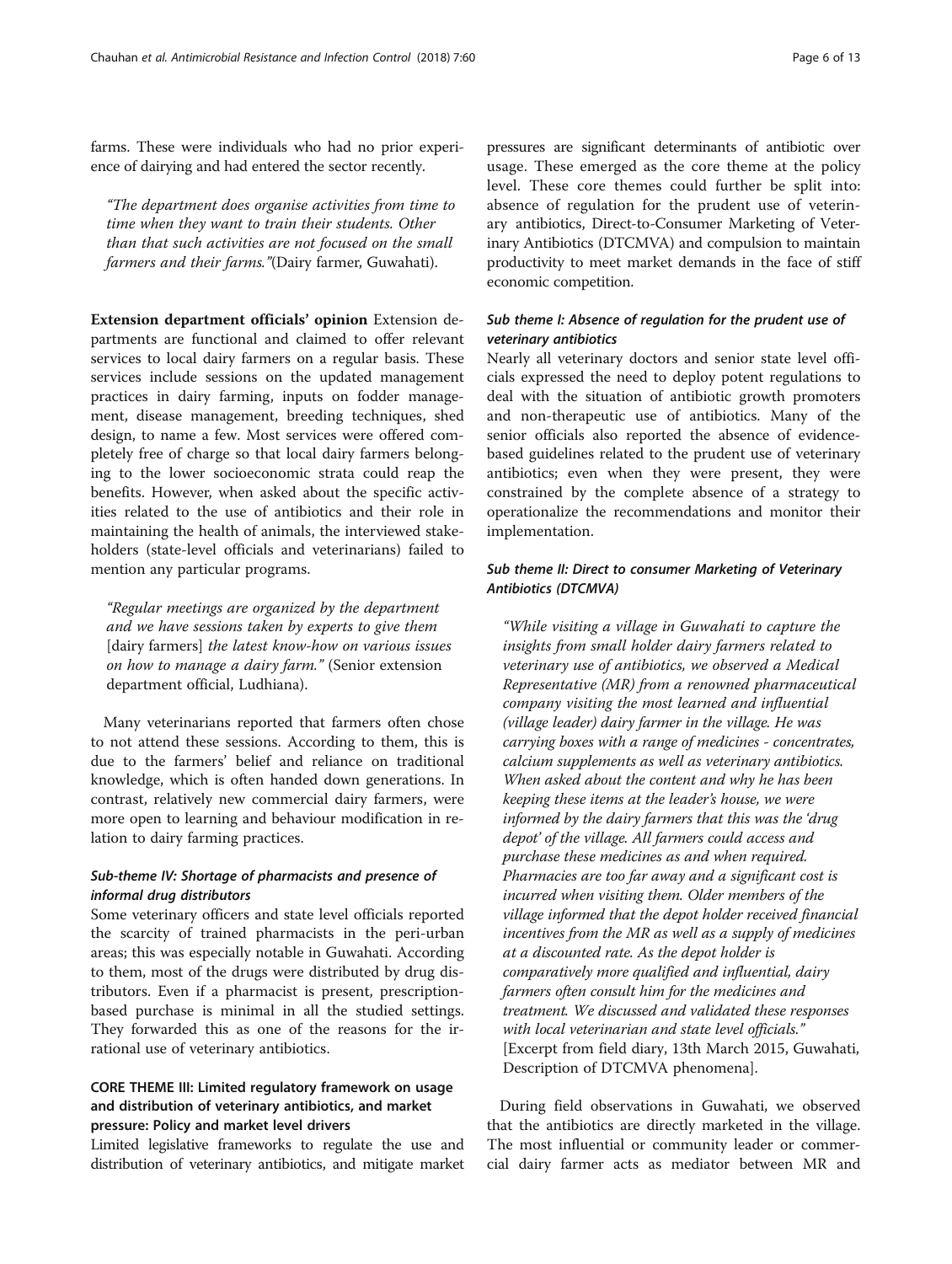farms. These were individuals who had no prior experience of dairying and had entered the sector recently.

> *"The department does organise activities from time to time when they want to train their students. Other than that such activities are not focused on the small farmers and their farms."*(Dairy farmer, Guwahati).

**Extension department officials' opinion** Extension departments are functional and claimed to offer relevant services to local dairy farmers on a regular basis. These services include sessions on the updated management practices in dairy farming, inputs on fodder management, disease management, breeding techniques, shed design, to name a few. Most services were offered completely free of charge so that local dairy farmers belonging to the lower socioeconomic strata could reap the benefits. However, when asked about the specific activities related to the use of antibiotics and their role in maintaining the health of animals, the interviewed stakeholders (state-level officials and veterinarians) failed to mention any particular programs.

> *"Regular meetings are organized by the department and we have sessions taken by experts to give them* [dairy farmers] *the latest know-how on various issues on how to manage a dairy farm."* (Senior extension department official, Ludhiana).

Many veterinarians reported that farmers often chose to not attend these sessions. According to them, this is due to the farmers' belief and reliance on traditional knowledge, which is often handed down generations. In contrast, relatively new commercial dairy farmers, were more open to learning and behaviour modification in relation to dairy farming practices.

### *Sub-theme IV: Shortage of pharmacists and presence of informal drug distributors*

Some veterinary officers and state level officials reported the scarcity of trained pharmacists in the peri-urban areas; this was especially notable in Guwahati. According to them, most of the drugs were distributed by drug distributors. Even if a pharmacist is present, prescription-based purchase is minimal in all the studied settings. They forwarded this as one of the reasons for the irrational use of veterinary antibiotics.

## CORE THEME III: Limited regulatory framework on usage and distribution of veterinary antibiotics, and market pressure: Policy and market level drivers

Limited legislative frameworks to regulate the use and distribution of veterinary antibiotics, and mitigate market pressures are significant determinants of antibiotic over usage. These emerged as the core theme at the policy level. These core themes could further be split into: absence of regulation for the prudent use of veterinary antibiotics, Direct-to-Consumer Marketing of Veterinary Antibiotics (DTCMVA) and compulsion to maintain productivity to meet market demands in the face of stiff economic competition.

### *Sub theme I: Absence of regulation for the prudent use of veterinary antibiotics*

Nearly all veterinary doctors and senior state level officials expressed the need to deploy potent regulations to deal with the situation of antibiotic growth promoters and non-therapeutic use of antibiotics. Many of the senior officials also reported the absence of evidence-based guidelines related to the prudent use of veterinary antibiotics; even when they were present, they were constrained by the complete absence of a strategy to operationalize the recommendations and monitor their implementation.

### *Sub theme II: Direct to consumer Marketing of Veterinary Antibiotics (DTCMVA)*

> *"While visiting a village in Guwahati to capture the insights from small holder dairy farmers related to veterinary use of antibiotics, we observed a Medical Representative (MR) from a renowned pharmaceutical company visiting the most learned and influential (village leader) dairy farmer in the village. He was carrying boxes with a range of medicines - concentrates, calcium supplements as well as veterinary antibiotics. When asked about the content and why he has been keeping these items at the leader's house, we were informed by the dairy farmers that this was the 'drug depot' of the village. All farmers could access and purchase these medicines as and when required. Pharmacies are too far away and a significant cost is incurred when visiting them. Older members of the village informed that the depot holder received financial incentives from the MR as well as a supply of medicines at a discounted rate. As the depot holder is comparatively more qualified and influential, dairy farmers often consult him for the medicines and treatment. We discussed and validated these responses with local veterinarian and state level officials."* [Excerpt from field diary, 13th March 2015, Guwahati, Description of DTCMVA phenomena].

During field observations in Guwahati, we observed that the antibiotics are directly marketed in the village. The most influential or community leader or commercial dairy farmer acts as mediator between MR and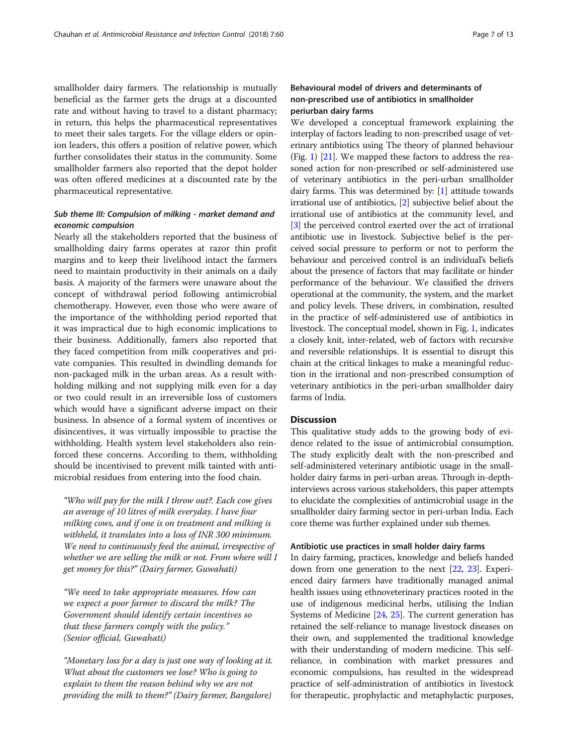smallholder dairy farmers. The relationship is mutually beneficial as the farmer gets the drugs at a discounted rate and without having to travel to a distant pharmacy; in return, this helps the pharmaceutical representatives to meet their sales targets. For the village elders or opinion leaders, this offers a position of relative power, which further consolidates their status in the community. Some smallholder farmers also reported that the depot holder was often offered medicines at a discounted rate by the pharmaceutical representative.

#### Sub theme III: Compulsion of milking - market demand and economic compulsion

Nearly all the stakeholders reported that the business of smallholding dairy farms operates at razor thin profit margins and to keep their livelihood intact the farmers need to maintain productivity in their animals on a daily basis. A majority of the farmers were unaware about the concept of withdrawal period following antimicrobial chemotherapy. However, even those who were aware of the importance of the withholding period reported that it was impractical due to high economic implications to their business. Additionally, famers also reported that they faced competition from milk cooperatives and private companies. This resulted in dwindling demands for non-packaged milk in the urban areas. As a result withholding milking and not supplying milk even for a day or two could result in an irreversible loss of customers which would have a significant adverse impact on their business. In absence of a formal system of incentives or disincentives, it was virtually impossible to practise the withholding. Health system level stakeholders also reinforced these concerns. According to them, withholding should be incentivised to prevent milk tainted with antimicrobial residues from entering into the food chain.

> *"Who will pay for the milk I throw out?. Each cow gives an average of 10 litres of milk everyday. I have four milking cows, and if one is on treatment and milking is withheld, it translates into a loss of INR 300 minimum. We need to continuously feed the animal, irrespective of whether we are selling the milk or not. From where will I get money for this?" (Dairy farmer, Guwahati)*

> *"We need to take appropriate measures. How can we expect a poor farmer to discard the milk? The Government should identify certain incentives so that these farmers comply with the policy." (Senior official, Guwahati)*

> *"Monetary loss for a day is just one way of looking at it. What about the customers we lose? Who is going to explain to them the reason behind why we are not providing the milk to them?" (Dairy farmer, Bangalore)*

### Behavioural model of drivers and determinants of non-prescribed use of antibiotics in smallholder periurban dairy farms

We developed a conceptual framework explaining the interplay of factors leading to non-prescribed usage of veterinary antibiotics using The theory of planned behaviour (Fig. 1) [21]. We mapped these factors to address the reasoned action for non-prescribed or self-administered use of veterinary antibiotics in the peri-urban smallholder dairy farms. This was determined by: [1] attitude towards irrational use of antibiotics, [2] subjective belief about the irrational use of antibiotics at the community level, and [3] the perceived control exerted over the act of irrational antibiotic use in livestock. Subjective belief is the perceived social pressure to perform or not to perform the behaviour and perceived control is an individual's beliefs about the presence of factors that may facilitate or hinder performance of the behaviour. We classified the drivers operational at the community, the system, and the market and policy levels. These drivers, in combination, resulted in the practice of self-administered use of antibiotics in livestock. The conceptual model, shown in Fig. 1, indicates a closely knit, inter-related, web of factors with recursive and reversible relationships. It is essential to disrupt this chain at the critical linkages to make a meaningful reduction in the irrational and non-prescribed consumption of veterinary antibiotics in the peri-urban smallholder dairy farms of India.

## Discussion

This qualitative study adds to the growing body of evidence related to the issue of antimicrobial consumption. The study explicitly dealt with the non-prescribed and self-administered veterinary antibiotic usage in the smallholder dairy farms in peri-urban areas. Through in-depth-interviews across various stakeholders, this paper attempts to elucidate the complexities of antimicrobial usage in the smallholder dairy farming sector in peri-urban India. Each core theme was further explained under sub themes.

### Antibiotic use practices in small holder dairy farms

In dairy farming, practices, knowledge and beliefs handed down from one generation to the next [22, 23]. Experienced dairy farmers have traditionally managed animal health issues using ethnoveterinary practices rooted in the use of indigenous medicinal herbs, utilising the Indian Systems of Medicine [24, 25]. The current generation has retained the self-reliance to manage livestock diseases on their own, and supplemented the traditional knowledge with their understanding of modern medicine. This self-reliance, in combination with market pressures and economic compulsions, has resulted in the widespread practice of self-administration of antibiotics in livestock for therapeutic, prophylactic and metaphylactic purposes,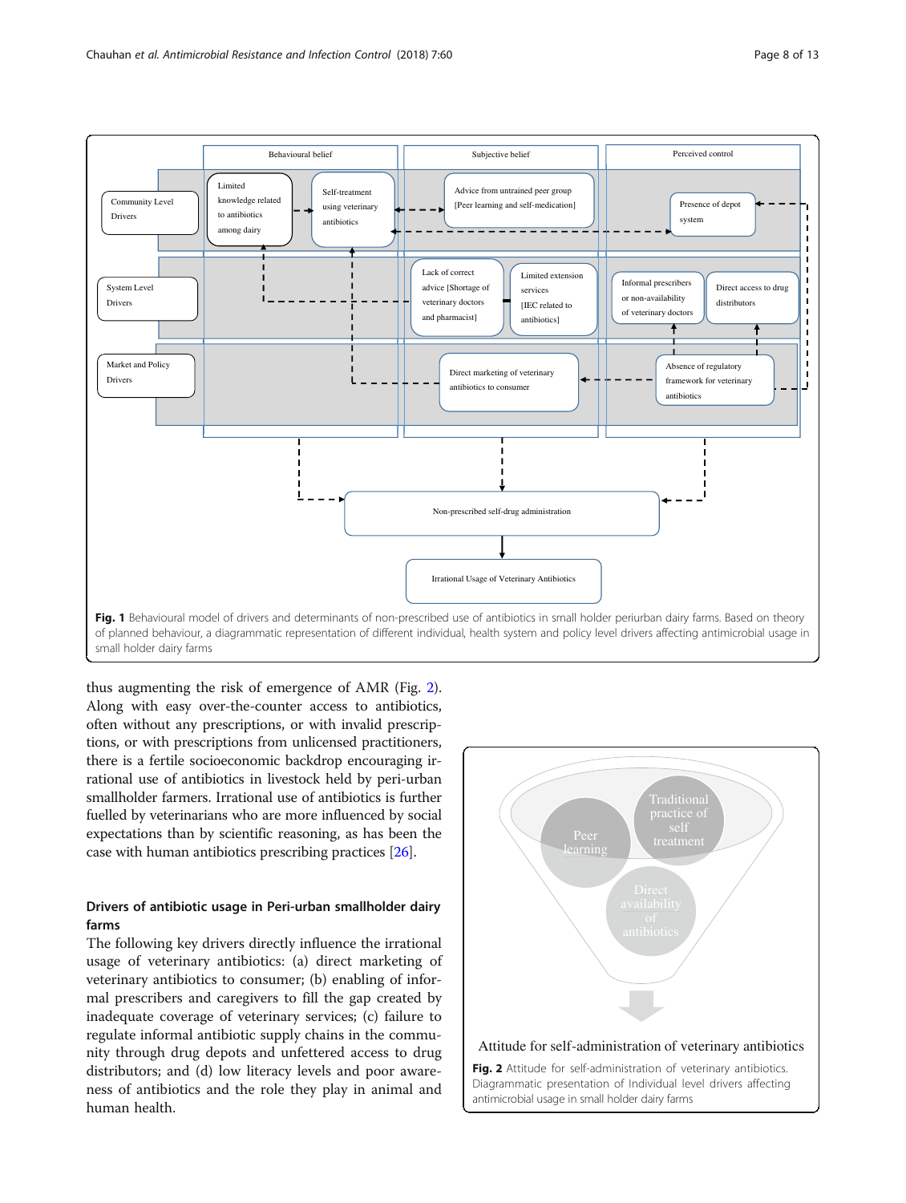Behavioural belief

Subjective belief

Perceived control

Community Level Drivers

Limited knowledge related to antibiotics among dairy

Self-treatment using veterinary antibiotics

Advice from untrained peer group [Peer learning and self-medication]

Presence of depot system

System Level Drivers

Lack of correct advice [Shortage of veterinary doctors and pharmacist]

Limited extension services [IEC related to antibiotics]

Informal prescribers or non-availability of veterinary doctors

Direct access to drug distributors

Market and Policy Drivers

Direct marketing of veterinary antibiotics to consumer

Absence of regulatory framework for veterinary antibiotics

Non-prescribed self-drug administration

Irrational Usage of Veterinary Antibiotics

**Fig. 1** Behavioural model of drivers and determinants of non-prescribed use of antibiotics in small holder periurban dairy farms. Based on theory of planned behaviour, a diagrammatic representation of different individual, health system and policy level drivers affecting antimicrobial usage in small holder dairy farms

thus augmenting the risk of emergence of AMR (Fig. 2). Along with easy over-the-counter access to antibiotics, often without any prescriptions, or with invalid prescriptions, or with prescriptions from unlicensed practitioners, there is a fertile socioeconomic backdrop encouraging irrational use of antibiotics in livestock held by peri-urban smallholder farmers. Irrational use of antibiotics is further fuelled by veterinarians who are more influenced by social expectations than by scientific reasoning, as has been the case with human antibiotics prescribing practices [26].

### Drivers of antibiotic usage in Peri-urban smallholder dairy farms

The following key drivers directly influence the irrational usage of veterinary antibiotics: (a) direct marketing of veterinary antibiotics to consumer; (b) enabling of informal prescribers and caregivers to fill the gap created by inadequate coverage of veterinary services; (c) failure to regulate informal antibiotic supply chains in the community through drug depots and unfettered access to drug distributors; and (d) low literacy levels and poor awareness of antibiotics and the role they play in animal and human health.

Peer learning

Traditional practice of self treatment

Direct availability of antibiotics

Attitude for self-administration of veterinary antibiotics

**Fig. 2** Attitude for self-administration of veterinary antibiotics. Diagrammatic presentation of Individual level drivers affecting antimicrobial usage in small holder dairy farms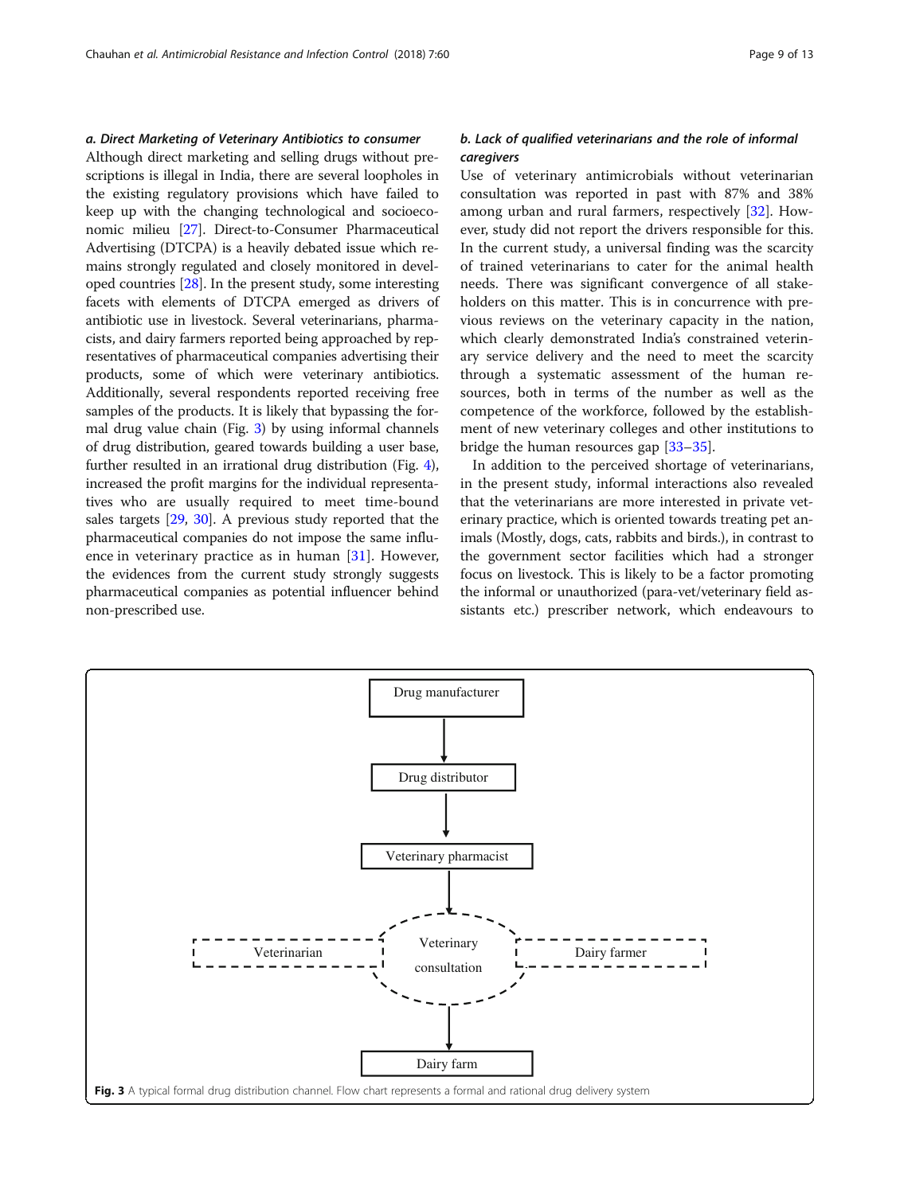#### a. Direct Marketing of Veterinary Antibiotics to consumer

Although direct marketing and selling drugs without prescriptions is illegal in India, there are several loopholes in the existing regulatory provisions which have failed to keep up with the changing technological and socioeconomic milieu [27]. Direct-to-Consumer Pharmaceutical Advertising (DTCPA) is a heavily debated issue which remains strongly regulated and closely monitored in developed countries [28]. In the present study, some interesting facets with elements of DTCPA emerged as drivers of antibiotic use in livestock. Several veterinarians, pharmacists, and dairy farmers reported being approached by representatives of pharmaceutical companies advertising their products, some of which were veterinary antibiotics. Additionally, several respondents reported receiving free samples of the products. It is likely that bypassing the formal drug value chain (Fig. 3) by using informal channels of drug distribution, geared towards building a user base, further resulted in an irrational drug distribution (Fig. 4), increased the profit margins for the individual representatives who are usually required to meet time-bound sales targets [29, 30]. A previous study reported that the pharmaceutical companies do not impose the same influence in veterinary practice as in human [31]. However, the evidences from the current study strongly suggests pharmaceutical companies as potential influencer behind non-prescribed use.

#### b. Lack of qualified veterinarians and the role of informal caregivers

Use of veterinary antimicrobials without veterinarian consultation was reported in past with 87% and 38% among urban and rural farmers, respectively [32]. However, study did not report the drivers responsible for this. In the current study, a universal finding was the scarcity of trained veterinarians to cater for the animal health needs. There was significant convergence of all stakeholders on this matter. This is in concurrence with previous reviews on the veterinary capacity in the nation, which clearly demonstrated India's constrained veterinary service delivery and the need to meet the scarcity through a systematic assessment of the human resources, both in terms of the number as well as the competence of the workforce, followed by the establishment of new veterinary colleges and other institutions to bridge the human resources gap [33–35].

In addition to the perceived shortage of veterinarians, in the present study, informal interactions also revealed that the veterinarians are more interested in private veterinary practice, which is oriented towards treating pet animals (Mostly, dogs, cats, rabbits and birds.), in contrast to the government sector facilities which had a stronger focus on livestock. This is likely to be a factor promoting the informal or unauthorized (para-vet/veterinary field assistants etc.) prescriber network, which endeavours to

Drug manufacturer

Drug distributor

Veterinary pharmacist

Veterinarian

Veterinary consultation

Dairy farmer

Dairy farm

**Fig. 3** A typical formal drug distribution channel. Flow chart represents a formal and rational drug delivery system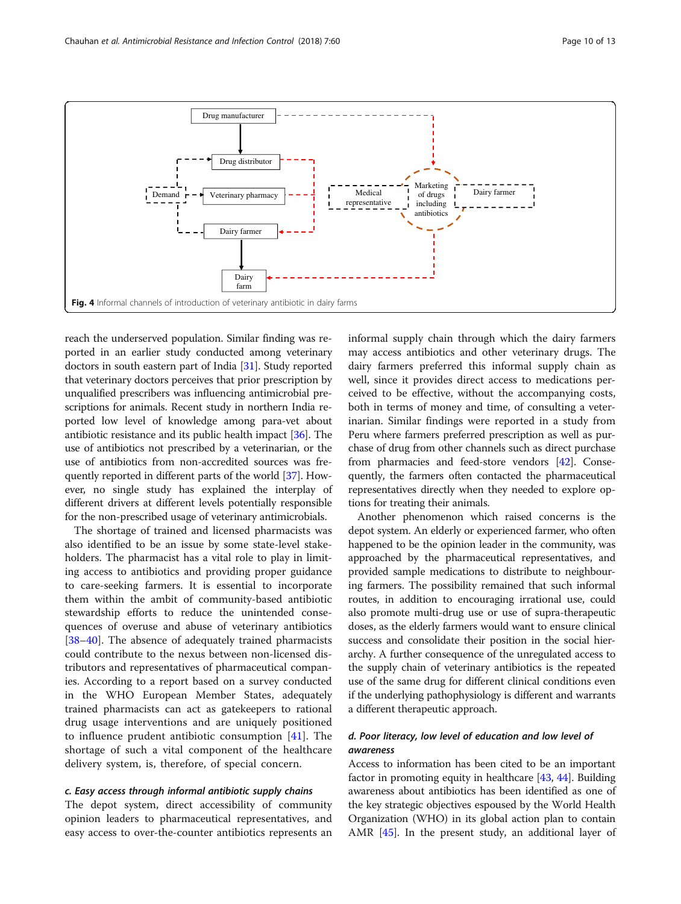Drug manufacturer

Drug distributor

Demand

Veterinary pharmacy

Dairy farmer

Dairy farm

Medical representative

Marketing of drugs including antibiotics

Dairy farmer

**Fig. 4** Informal channels of introduction of veterinary antibiotic in dairy farms

reach the underserved population. Similar finding was reported in an earlier study conducted among veterinary doctors in south eastern part of India [31]. Study reported that veterinary doctors perceives that prior prescription by unqualified prescribers was influencing antimicrobial prescriptions for animals. Recent study in northern India reported low level of knowledge among para-vet about antibiotic resistance and its public health impact [36]. The use of antibiotics not prescribed by a veterinarian, or the use of antibiotics from non-accredited sources was frequently reported in different parts of the world [37]. However, no single study has explained the interplay of different drivers at different levels potentially responsible for the non-prescribed usage of veterinary antimicrobials.

The shortage of trained and licensed pharmacists was also identified to be an issue by some state-level stakeholders. The pharmacist has a vital role to play in limiting access to antibiotics and providing proper guidance to care-seeking farmers. It is essential to incorporate them within the ambit of community-based antibiotic stewardship efforts to reduce the unintended consequences of overuse and abuse of veterinary antibiotics [38–40]. The absence of adequately trained pharmacists could contribute to the nexus between non-licensed distributors and representatives of pharmaceutical companies. According to a report based on a survey conducted in the WHO European Member States, adequately trained pharmacists can act as gatekeepers to rational drug usage interventions and are uniquely positioned to influence prudent antibiotic consumption [41]. The shortage of such a vital component of the healthcare delivery system, is, therefore, of special concern.

#### *c. Easy access through informal antibiotic supply chains*

The depot system, direct accessibility of community opinion leaders to pharmaceutical representatives, and easy access to over-the-counter antibiotics represents an informal supply chain through which the dairy farmers may access antibiotics and other veterinary drugs. The dairy farmers preferred this informal supply chain as well, since it provides direct access to medications perceived to be effective, without the accompanying costs, both in terms of money and time, of consulting a veterinarian. Similar findings were reported in a study from Peru where farmers preferred prescription as well as purchase of drug from other channels such as direct purchase from pharmacies and feed-store vendors [42]. Consequently, the farmers often contacted the pharmaceutical representatives directly when they needed to explore options for treating their animals.

Another phenomenon which raised concerns is the depot system. An elderly or experienced farmer, who often happened to be the opinion leader in the community, was approached by the pharmaceutical representatives, and provided sample medications to distribute to neighbouring farmers. The possibility remained that such informal routes, in addition to encouraging irrational use, could also promote multi-drug use or use of supra-therapeutic doses, as the elderly farmers would want to ensure clinical success and consolidate their position in the social hierarchy. A further consequence of the unregulated access to the supply chain of veterinary antibiotics is the repeated use of the same drug for different clinical conditions even if the underlying pathophysiology is different and warrants a different therapeutic approach.

#### *d. Poor literacy, low level of education and low level of awareness*

Access to information has been cited to be an important factor in promoting equity in healthcare [43, 44]. Building awareness about antibiotics has been identified as one of the key strategic objectives espoused by the World Health Organization (WHO) in its global action plan to contain AMR [45]. In the present study, an additional layer of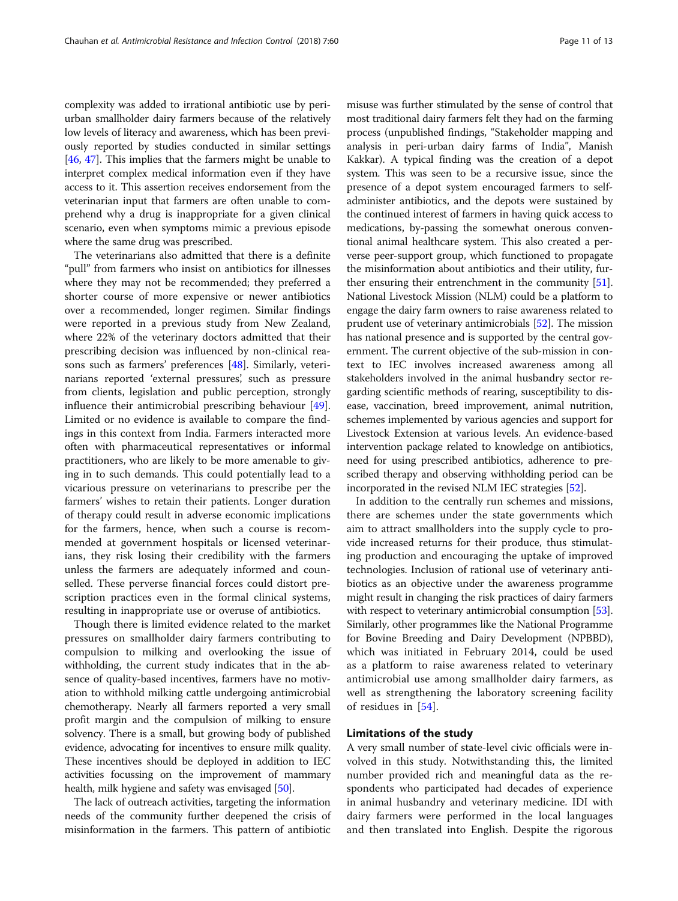complexity was added to irrational antibiotic use by peri-urban smallholder dairy farmers because of the relatively low levels of literacy and awareness, which has been previously reported by studies conducted in similar settings [46, 47]. This implies that the farmers might be unable to interpret complex medical information even if they have access to it. This assertion receives endorsement from the veterinarian input that farmers are often unable to comprehend why a drug is inappropriate for a given clinical scenario, even when symptoms mimic a previous episode where the same drug was prescribed.

The veterinarians also admitted that there is a definite "pull" from farmers who insist on antibiotics for illnesses where they may not be recommended; they preferred a shorter course of more expensive or newer antibiotics over a recommended, longer regimen. Similar findings were reported in a previous study from New Zealand, where 22% of the veterinary doctors admitted that their prescribing decision was influenced by non-clinical reasons such as farmers' preferences [48]. Similarly, veterinarians reported 'external pressures', such as pressure from clients, legislation and public perception, strongly influence their antimicrobial prescribing behaviour [49]. Limited or no evidence is available to compare the findings in this context from India. Farmers interacted more often with pharmaceutical representatives or informal practitioners, who are likely to be more amenable to giving in to such demands. This could potentially lead to a vicarious pressure on veterinarians to prescribe per the farmers' wishes to retain their patients. Longer duration of therapy could result in adverse economic implications for the farmers, hence, when such a course is recommended at government hospitals or licensed veterinarians, they risk losing their credibility with the farmers unless the farmers are adequately informed and counselled. These perverse financial forces could distort prescription practices even in the formal clinical systems, resulting in inappropriate use or overuse of antibiotics.

Though there is limited evidence related to the market pressures on smallholder dairy farmers contributing to compulsion to milking and overlooking the issue of withholding, the current study indicates that in the absence of quality-based incentives, farmers have no motivation to withhold milking cattle undergoing antimicrobial chemotherapy. Nearly all farmers reported a very small profit margin and the compulsion of milking to ensure solvency. There is a small, but growing body of published evidence, advocating for incentives to ensure milk quality. These incentives should be deployed in addition to IEC activities focussing on the improvement of mammary health, milk hygiene and safety was envisaged [50].

The lack of outreach activities, targeting the information needs of the community further deepened the crisis of misinformation in the farmers. This pattern of antibiotic misuse was further stimulated by the sense of control that most traditional dairy farmers felt they had on the farming process (unpublished findings, "Stakeholder mapping and analysis in peri-urban dairy farms of India", Manish Kakkar). A typical finding was the creation of a depot system. This was seen to be a recursive issue, since the presence of a depot system encouraged farmers to self-administer antibiotics, and the depots were sustained by the continued interest of farmers in having quick access to medications, by-passing the somewhat onerous conventional animal healthcare system. This also created a perverse peer-support group, which functioned to propagate the misinformation about antibiotics and their utility, further ensuring their entrenchment in the community [51]. National Livestock Mission (NLM) could be a platform to engage the dairy farm owners to raise awareness related to prudent use of veterinary antimicrobials [52]. The mission has national presence and is supported by the central government. The current objective of the sub-mission in context to IEC involves increased awareness among all stakeholders involved in the animal husbandry sector regarding scientific methods of rearing, susceptibility to disease, vaccination, breed improvement, animal nutrition, schemes implemented by various agencies and support for Livestock Extension at various levels. An evidence-based intervention package related to knowledge on antibiotics, need for using prescribed antibiotics, adherence to prescribed therapy and observing withholding period can be incorporated in the revised NLM IEC strategies [52].

In addition to the centrally run schemes and missions, there are schemes under the state governments which aim to attract smallholders into the supply cycle to provide increased returns for their produce, thus stimulating production and encouraging the uptake of improved technologies. Inclusion of rational use of veterinary antibiotics as an objective under the awareness programme might result in changing the risk practices of dairy farmers with respect to veterinary antimicrobial consumption [53]. Similarly, other programmes like the National Programme for Bovine Breeding and Dairy Development (NPBBD), which was initiated in February 2014, could be used as a platform to raise awareness related to veterinary antimicrobial use among smallholder dairy farmers, as well as strengthening the laboratory screening facility of residues in [54].

## Limitations of the study

A very small number of state-level civic officials were involved in this study. Notwithstanding this, the limited number provided rich and meaningful data as the respondents who participated had decades of experience in animal husbandry and veterinary medicine. IDI with dairy farmers were performed in the local languages and then translated into English. Despite the rigorous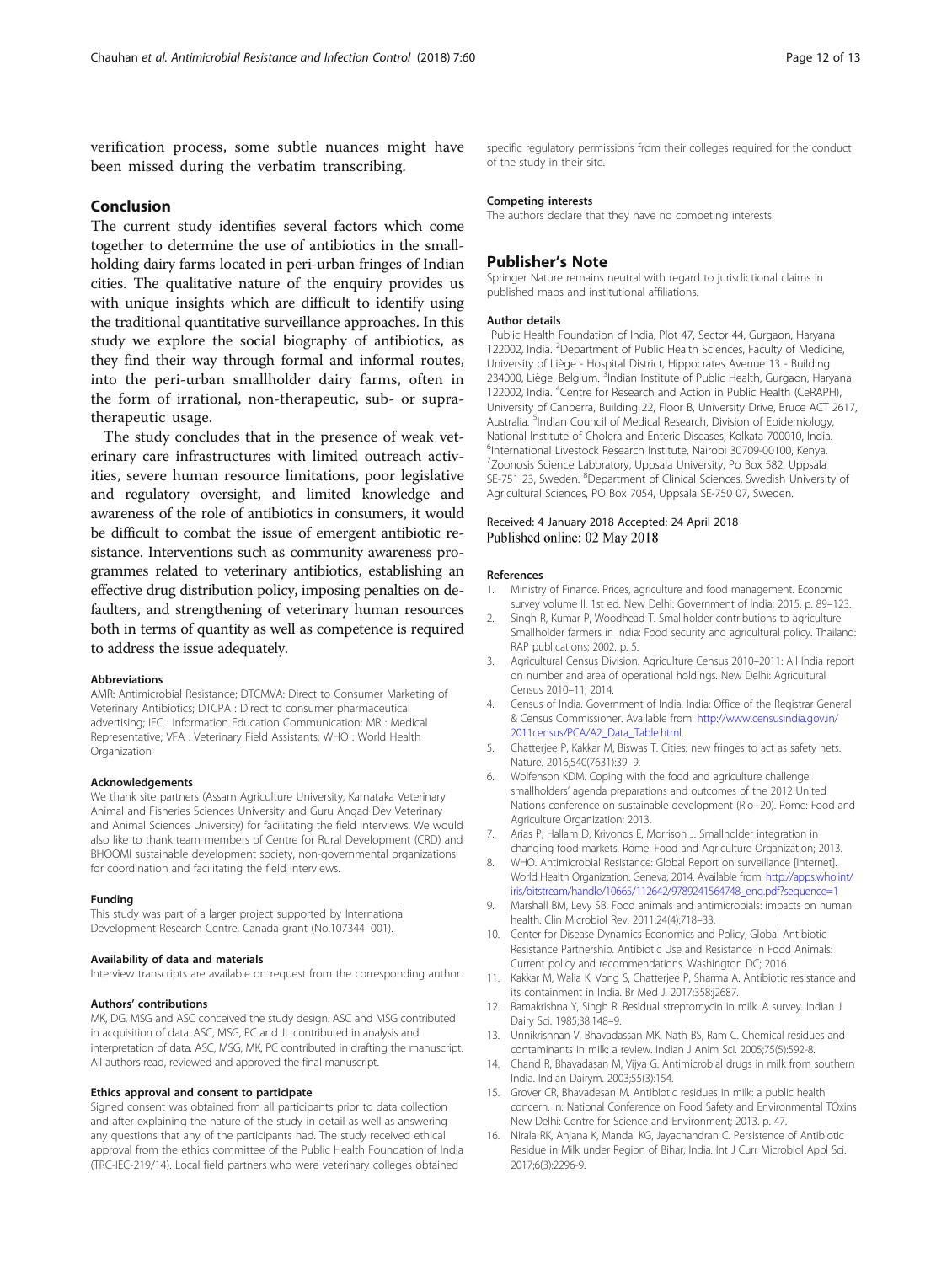verification process, some subtle nuances might have been missed during the verbatim transcribing.

## Conclusion

The current study identifies several factors which come together to determine the use of antibiotics in the smallholding dairy farms located in peri-urban fringes of Indian cities. The qualitative nature of the enquiry provides us with unique insights which are difficult to identify using the traditional quantitative surveillance approaches. In this study we explore the social biography of antibiotics, as they find their way through formal and informal routes, into the peri-urban smallholder dairy farms, often in the form of irrational, non-therapeutic, sub- or supra-therapeutic usage.

The study concludes that in the presence of weak veterinary care infrastructures with limited outreach activities, severe human resource limitations, poor legislative and regulatory oversight, and limited knowledge and awareness of the role of antibiotics in consumers, it would be difficult to combat the issue of emergent antibiotic resistance. Interventions such as community awareness programmes related to veterinary antibiotics, establishing an effective drug distribution policy, imposing penalties on defaulters, and strengthening of veterinary human resources both in terms of quantity as well as competence is required to address the issue adequately.

#### Abbreviations

AMR: Antimicrobial Resistance; DTCMVA: Direct to Consumer Marketing of Veterinary Antibiotics; DTCPA : Direct to consumer pharmaceutical advertising; IEC : Information Education Communication; MR : Medical Representative; VFA : Veterinary Field Assistants; WHO : World Health Organization

#### Acknowledgements

We thank site partners (Assam Agriculture University, Karnataka Veterinary Animal and Fisheries Sciences University and Guru Angad Dev Veterinary and Animal Sciences University) for facilitating the field interviews. We would also like to thank team members of Centre for Rural Development (CRD) and BHOOMI sustainable development society, non-governmental organizations for coordination and facilitating the field interviews.

#### Funding

This study was part of a larger project supported by International Development Research Centre, Canada grant (No.107344–001).

#### Availability of data and materials

Interview transcripts are available on request from the corresponding author.

#### Authors' contributions

MK, DG, MSG and ASC conceived the study design. ASC and MSG contributed in acquisition of data. ASC, MSG, PC and JL contributed in analysis and interpretation of data. ASC, MSG, MK, PC contributed in drafting the manuscript. All authors read, reviewed and approved the final manuscript.

#### Ethics approval and consent to participate

Signed consent was obtained from all participants prior to data collection and after explaining the nature of the study in detail as well as answering any questions that any of the participants had. The study received ethical approval from the ethics committee of the Public Health Foundation of India (TRC-IEC-219/14). Local field partners who were veterinary colleges obtained specific regulatory permissions from their colleges required for the conduct of the study in their site.

#### Competing interests

The authors declare that they have no competing interests.

## Publisher's Note

Springer Nature remains neutral with regard to jurisdictional claims in published maps and institutional affiliations.

#### Author details

[1]Public Health Foundation of India, Plot 47, Sector 44, Gurgaon, Haryana 122002, India. [2]Department of Public Health Sciences, Faculty of Medicine, University of Liège - Hospital District, Hippocrates Avenue 13 - Building 234000, Liège, Belgium. [3]Indian Institute of Public Health, Gurgaon, Haryana 122002, India. [4]Centre for Research and Action in Public Health (CeRAPH), University of Canberra, Building 22, Floor B, University Drive, Bruce ACT 2617, Australia. [5]Indian Council of Medical Research, Division of Epidemiology, National Institute of Cholera and Enteric Diseases, Kolkata 700010, India. [6]International Livestock Research Institute, Nairobi 30709-00100, Kenya. [7]Zoonosis Science Laboratory, Uppsala University, Po Box 582, Uppsala SE-751 23, Sweden. [8]Department of Clinical Sciences, Swedish University of Agricultural Sciences, PO Box 7054, Uppsala SE-750 07, Sweden.

Received: 4 January 2018 Accepted: 24 April 2018
Published online: 02 May 2018

#### References

1. Ministry of Finance. Prices, agriculture and food management. Economic survey volume II. 1st ed. New Delhi: Government of India; 2015. p. 89–123.
2. Singh R, Kumar P, Woodhead T. Smallholder contributions to agriculture: Smallholder farmers in India: Food security and agricultural policy. Thailand: RAP publications; 2002. p. 5.
3. Agricultural Census Division. Agriculture Census 2010–2011: All India report on number and area of operational holdings. New Delhi: Agricultural Census 2010–11; 2014.
4. Census of India. Government of India. India: Office of the Registrar General & Census Commissioner. Available from: http://www.censusindia.gov.in/2011census/PCA/A2_Data_Table.html.
5. Chatterjee P, Kakkar M, Biswas T. Cities: new fringes to act as safety nets. Nature. 2016;540(7631):39–9.
6. Wolfenson KDM. Coping with the food and agriculture challenge: smallholders' agenda preparations and outcomes of the 2012 United Nations conference on sustainable development (Rio+20). Rome: Food and Agriculture Organization; 2013.
7. Arias P, Hallam D, Krivonos E, Morrison J. Smallholder integration in changing food markets. Rome: Food and Agriculture Organization; 2013.
8. WHO. Antimicrobial Resistance: Global Report on surveillance [Internet]. World Health Organization. Geneva; 2014. Available from: http://apps.who.int/iris/bitstream/handle/10665/112642/9789241564748_eng.pdf?sequence=1
9. Marshall BM, Levy SB. Food animals and antimicrobials: impacts on human health. Clin Microbiol Rev. 2011;24(4):718–33.
10. Center for Disease Dynamics Economics and Policy, Global Antibiotic Resistance Partnership. Antibiotic Use and Resistance in Food Animals: Current policy and recommendations. Washington DC; 2016.
11. Kakkar M, Walia K, Vong S, Chatterjee P, Sharma A. Antibiotic resistance and its containment in India. Br Med J. 2017;358:j2687.
12. Ramakrishna Y, Singh R. Residual streptomycin in milk. A survey. Indian J Dairy Sci. 1985;38:148–9.
13. Unnikrishnan V, Bhavadassan MK, Nath BS, Ram C. Chemical residues and contaminants in milk: a review. Indian J Anim Sci. 2005;75(5):592-8.
14. Chand R, Bhavadasan M, Vijya G. Antimicrobial drugs in milk from southern India. Indian Dairym. 2003;55(3):154.
15. Grover CR, Bhavadesan M. Antibiotic residues in milk: a public health concern. In: National Conference on Food Safety and Environmental TOxins New Delhi: Centre for Science and Environment; 2013. p. 47.
16. Nirala RK, Anjana K, Mandal KG, Jayachandran C. Persistence of Antibiotic Residue in Milk under Region of Bihar, India. Int J Curr Microbiol Appl Sci. 2017;6(3):2296-9.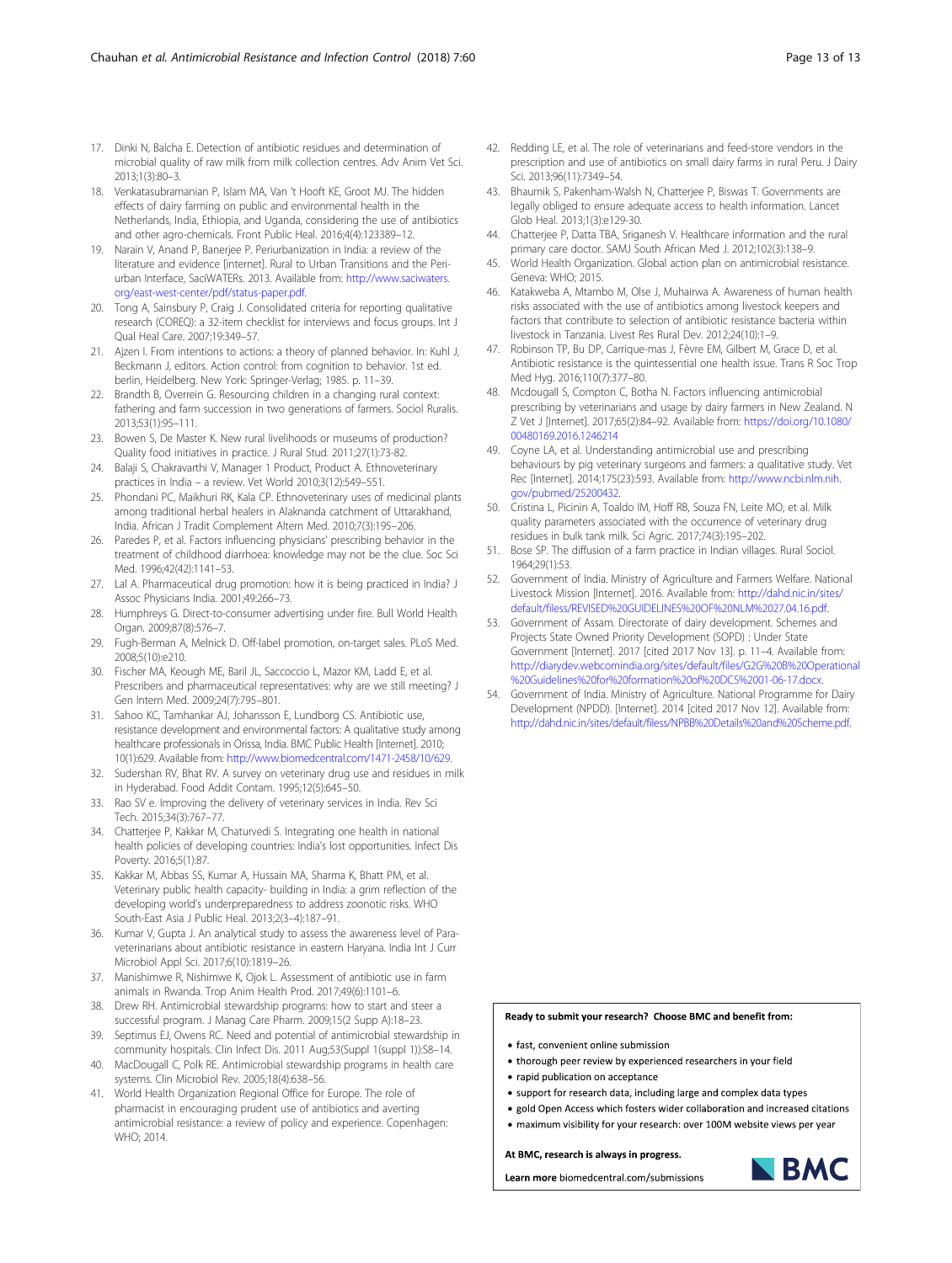17. Dinki N, Balcha E. Detection of antibiotic residues and determination of microbial quality of raw milk from milk collection centres. Adv Anim Vet Sci. 2013;1(3):80–3.
18. Venkatasubramanian P, Islam MA, Van 't Hooft KE, Groot MJ. The hidden effects of dairy farming on public and environmental health in the Netherlands, India, Ethiopia, and Uganda, considering the use of antibiotics and other agro-chemicals. Front Public Heal. 2016;4(4):123389–12.
19. Narain V, Anand P, Banerjee P. Periurbanization in India: a review of the literature and evidence [internet]. Rural to Urban Transitions and the Peri-urban Interface, SaciWATERs. 2013. Available from: http://www.saciwaters.org/east-west-center/pdf/status-paper.pdf.
20. Tong A, Sainsbury P, Craig J. Consolidated criteria for reporting qualitative research (COREQ): a 32-item checklist for interviews and focus groups. Int J Qual Heal Care. 2007;19:349–57.
21. Ajzen I. From intentions to actions: a theory of planned behavior. In: Kuhl J, Beckmann J, editors. Action control: from cognition to behavior. 1st ed. berlin, Heidelberg. New York: Springer-Verlag; 1985. p. 11–39.
22. Brandth B, Overrein G. Resourcing children in a changing rural context: fathering and farm succession in two generations of farmers. Sociol Ruralis. 2013;53(1):95–111.
23. Bowen S, De Master K. New rural livelihoods or museums of production? Quality food initiatives in practice. J Rural Stud. 2011;27(1):73-82.
24. Balaji S, Chakravarthi V, Manager 1 Product, Product A. Ethnoveterinary practices in India – a review. Vet World 2010;3(12):549–551.
25. Phondani PC, Maikhuri RK, Kala CP. Ethnoveterinary uses of medicinal plants among traditional herbal healers in Alaknanda catchment of Uttarakhand, India. African J Tradit Complement Altern Med. 2010;7(3):195–206.
26. Paredes P, et al. Factors influencing physicians' prescribing behavior in the treatment of childhood diarrhoea: knowledge may not be the clue. Soc Sci Med. 1996;42(42):1141–53.
27. Lal A. Pharmaceutical drug promotion: how it is being practiced in India? J Assoc Physicians India. 2001;49:266–73.
28. Humphreys G. Direct-to-consumer advertising under fire. Bull World Health Organ. 2009;87(8):576–7.
29. Fugh-Berman A, Melnick D. Off-label promotion, on-target sales. PLoS Med. 2008;5(10):e210.
30. Fischer MA, Keough ME, Baril JL, Saccoccio L, Mazor KM, Ladd E, et al. Prescribers and pharmaceutical representatives: why are we still meeting? J Gen Intern Med. 2009;24(7):795–801.
31. Sahoo KC, Tamhankar AJ, Johansson E, Lundborg CS. Antibiotic use, resistance development and environmental factors: A qualitative study among healthcare professionals in Orissa, India. BMC Public Health [Internet]. 2010; 10(1):629. Available from: http://www.biomedcentral.com/1471-2458/10/629.
32. Sudershan RV, Bhat RV. A survey on veterinary drug use and residues in milk in Hyderabad. Food Addit Contam. 1995;12(5):645–50.
33. Rao SV e. Improving the delivery of veterinary services in India. Rev Sci Tech. 2015;34(3):767–77.
34. Chatterjee P, Kakkar M, Chaturvedi S. Integrating one health in national health policies of developing countries: India's lost opportunities. Infect Dis Poverty. 2016;5(1):87.
35. Kakkar M, Abbas SS, Kumar A, Hussain MA, Sharma K, Bhatt PM, et al. Veterinary public health capacity- building in India: a grim reflection of the developing world's underpreparedness to address zoonotic risks. WHO South-East Asia J Public Heal. 2013;2(3–4):187–91.
36. Kumar V, Gupta J. An analytical study to assess the awareness level of Para-veterinarians about antibiotic resistance in eastern Haryana. India Int J Curr Microbiol Appl Sci. 2017;6(10):1819–26.
37. Manishimwe R, Nishimwe K, Ojok L. Assessment of antibiotic use in farm animals in Rwanda. Trop Anim Health Prod. 2017;49(6):1101–6.
38. Drew RH. Antimicrobial stewardship programs: how to start and steer a successful program. J Manag Care Pharm. 2009;15(2 Supp A):18–23.
39. Septimus EJ, Owens RC. Need and potential of antimicrobial stewardship in community hospitals. Clin Infect Dis. 2011 Aug;53(Suppl 1(suppl 1)):S8–14.
40. MacDougall C, Polk RE. Antimicrobial stewardship programs in health care systems. Clin Microbiol Rev. 2005;18(4):638–56.
41. World Health Organization Regional Office for Europe. The role of pharmacist in encouraging prudent use of antibiotics and averting antimicrobial resistance: a review of policy and experience. Copenhagen: WHO; 2014.
42. Redding LE, et al. The role of veterinarians and feed-store vendors in the prescription and use of antibiotics on small dairy farms in rural Peru. J Dairy Sci. 2013;96(11):7349–54.
43. Bhaumik S, Pakenham-Walsh N, Chatterjee P, Biswas T. Governments are legally obliged to ensure adequate access to health information. Lancet Glob Heal. 2013;1(3):e129-30.
44. Chatterjee P, Datta TBA, Sriganesh V. Healthcare information and the rural primary care doctor. SAMJ South African Med J. 2012;102(3):138–9.
45. World Health Organization. Global action plan on antimicrobial resistance. Geneva: WHO; 2015.
46. Katakweba A, Mtambo M, Olse J, Muhairwa A. Awareness of human health risks associated with the use of antibiotics among livestock keepers and factors that contribute to selection of antibiotic resistance bacteria within livestock in Tanzania. Livest Res Rural Dev. 2012;24(10):1–9.
47. Robinson TP, Bu DP, Carrique-mas J, Fèvre EM, Gilbert M, Grace D, et al. Antibiotic resistance is the quintessential one health issue. Trans R Soc Trop Med Hyg. 2016;110(7):377–80.
48. Mcdougall S, Compton C, Botha N. Factors influencing antimicrobial prescribing by veterinarians and usage by dairy farmers in New Zealand. N Z Vet J [Internet]. 2017;65(2):84–92. Available from: https://doi.org/10.1080/00480169.2016.1246214
49. Coyne LA, et al. Understanding antimicrobial use and prescribing behaviours by pig veterinary surgeons and farmers: a qualitative study. Vet Rec [Internet]. 2014;175(23):593. Available from: http://www.ncbi.nlm.nih.gov/pubmed/25200432.
50. Cristina L, Picinin A, Toaldo IM, Hoff RB, Souza FN, Leite MO, et al. Milk quality parameters associated with the occurrence of veterinary drug residues in bulk tank milk. Sci Agric. 2017;74(3):195–202.
51. Bose SP. The diffusion of a farm practice in Indian villages. Rural Sociol. 1964;29(1):53.
52. Government of India. Ministry of Agriculture and Farmers Welfare. National Livestock Mission [Internet]. 2016. Available from: http://dahd.nic.in/sites/default/filess/REVISED%20GUIDELINES%20OF%20NLM%2027.04.16.pdf.
53. Government of Assam. Directorate of dairy development. Schemes and Projects State Owned Priority Development (SOPD) : Under State Government [Internet]. 2017 [cited 2017 Nov 13]. p. 11–4. Available from: http://diarydev.webcomindia.org/sites/default/files/G2G%20B%20Operational%20Guidelines%20for%20formation%20of%20DCS%2001-06-17.docx.
54. Government of India. Ministry of Agriculture. National Programme for Dairy Development (NPDD). [Internet]. 2014 [cited 2017 Nov 12]. Available from: http://dahd.nic.in/sites/default/filess/NPBB%20Details%20and%20Scheme.pdf.

**Ready to submit your research? Choose BMC and benefit from:**

- fast, convenient online submission
- thorough peer review by experienced researchers in your field
- rapid publication on acceptance
- support for research data, including large and complex data types
- gold Open Access which fosters wider collaboration and increased citations
- maximum visibility for your research: over 100M website views per year

**At BMC, research is always in progress.**

**Learn more** biomedcentral.com/submissions

BMC